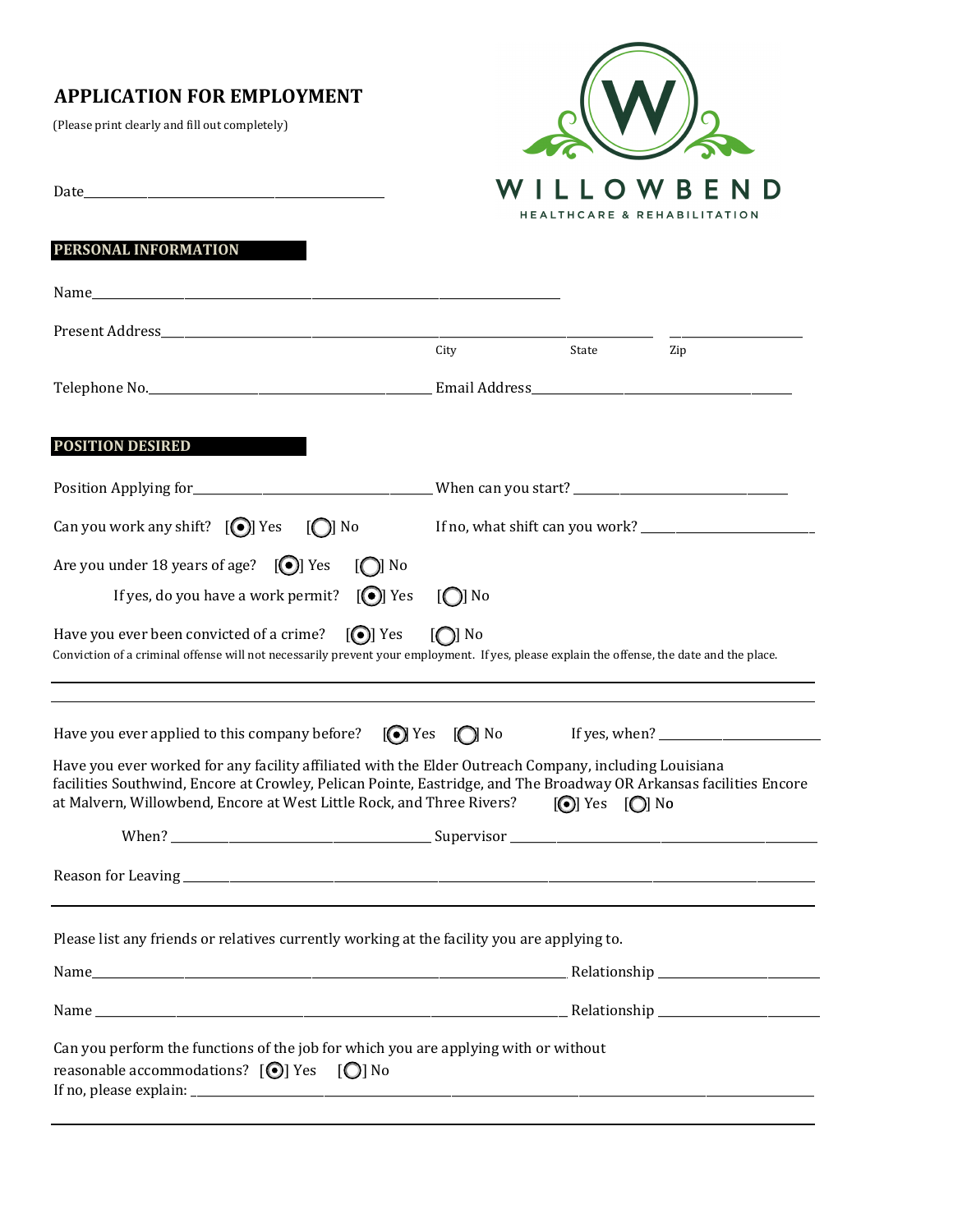# APPLICATION FOR EMPLOYMENT

(Please print clearly and fill out completely)

WILLOWBEND
HEALTHCARE & REHABILITATION

Date\_\_\_\_\_\_\_\_\_\_\_\_\_\_\_\_\_\_\_\_\_\_\_\_\_\_\_\_\_\_\_\_\_\_\_\_\_\_\_\_

## PERSONAL INFORMATION

Name\_\_\_\_\_\_\_\_\_\_\_\_\_\_\_\_\_\_\_\_\_\_\_\_\_\_\_\_\_\_\_\_\_\_\_\_\_\_\_\_\_\_\_\_\_\_\_\_\_\_\_\_\_\_\_\_\_\_

Present Address\_\_\_\_\_\_\_\_\_\_\_\_\_\_\_\_\_\_\_\_\_\_\_\_\_\_\_\_\_\_\_\_\_\_\_\_\_\_\_\_\_\_\_\_\_\_\_\_\_\_\_\_\_\_\_\_\_\_\_\_ \_\_\_\_\_\_\_\_\_\_\_\_\_\_\_\_\_\_

City State Zip

Telephone No.\_\_\_\_\_\_\_\_\_\_\_\_\_\_\_\_\_\_\_\_\_\_\_\_\_\_\_\_\_\_\_\_\_\_\_\_\_\_ Email Address\_\_\_\_\_\_\_\_\_\_\_\_\_\_\_\_\_\_\_\_\_\_\_\_\_\_\_\_\_\_\_\_\_\_\_\_

## POSITION DESIRED

Position Applying for\_\_\_\_\_\_\_\_\_\_\_\_\_\_\_\_\_\_\_\_\_\_\_\_\_\_\_\_\_\_\_\_ When can you start? \_\_\_\_\_\_\_\_\_\_\_\_\_\_\_\_\_\_\_\_\_\_\_\_\_\_\_\_\_\_

Can you work any shift? [ ] Yes [ ] No If no, what shift can you work? \_\_\_\_\_\_\_\_\_\_\_\_\_\_\_\_\_\_\_\_\_\_\_\_\_

Are you under 18 years of age? [ ] Yes [ ] No

If yes, do you have a work permit? [ ] Yes [ ] No

Have you ever been convicted of a crime? [ ] Yes [ ] No

Conviction of a criminal offense will not necessarily prevent your employment. If yes, please explain the offense, the date and the place.

\_\_\_\_\_\_\_\_\_\_\_\_\_\_\_\_\_\_\_\_\_\_\_\_\_\_\_\_\_\_\_\_\_\_\_\_\_\_\_\_\_\_\_\_\_\_\_\_\_\_\_\_\_\_\_\_\_\_\_\_\_\_\_\_\_\_\_\_\_\_\_\_\_\_\_\_\_\_\_\_\_\_\_\_\_\_

\_\_\_\_\_\_\_\_\_\_\_\_\_\_\_\_\_\_\_\_\_\_\_\_\_\_\_\_\_\_\_\_\_\_\_\_\_\_\_\_\_\_\_\_\_\_\_\_\_\_\_\_\_\_\_\_\_\_\_\_\_\_\_\_\_\_\_\_\_\_\_\_\_\_\_\_\_\_\_\_\_\_\_\_\_\_

Have you ever applied to this company before? [ ] Yes [ ] No If yes, when? \_\_\_\_\_\_\_\_\_\_\_\_\_\_\_\_\_\_\_\_\_\_

Have you ever worked for any facility affiliated with the Elder Outreach Company, including Louisiana facilities Southwind, Encore at Crowley, Pelican Pointe, Eastridge, and The Broadway OR Arkansas facilities Encore at Malvern, Willowbend, Encore at West Little Rock, and Three Rivers? [ ] Yes [ ] No

When? \_\_\_\_\_\_\_\_\_\_\_\_\_\_\_\_\_\_\_\_\_\_\_\_\_\_\_\_\_\_\_\_\_\_ Supervisor \_\_\_\_\_\_\_\_\_\_\_\_\_\_\_\_\_\_\_\_\_\_\_\_\_\_\_\_\_\_\_\_\_\_\_\_\_\_\_\_\_\_

Reason for Leaving \_\_\_\_\_\_\_\_\_\_\_\_\_\_\_\_\_\_\_\_\_\_\_\_\_\_\_\_\_\_\_\_\_\_\_\_\_\_\_\_\_\_\_\_\_\_\_\_\_\_\_\_\_\_\_\_\_\_\_\_\_\_\_\_\_\_\_\_\_\_\_\_\_\_

\_\_\_\_\_\_\_\_\_\_\_\_\_\_\_\_\_\_\_\_\_\_\_\_\_\_\_\_\_\_\_\_\_\_\_\_\_\_\_\_\_\_\_\_\_\_\_\_\_\_\_\_\_\_\_\_\_\_\_\_\_\_\_\_\_\_\_\_\_\_\_\_\_\_\_\_\_\_\_\_\_\_\_\_\_\_

Please list any friends or relatives currently working at the facility you are applying to.

Name\_\_\_\_\_\_\_\_\_\_\_\_\_\_\_\_\_\_\_\_\_\_\_\_\_\_\_\_\_\_\_\_\_\_\_\_\_\_\_\_\_\_\_\_\_\_\_\_\_\_\_\_\_\_\_\_\_\_\_\_ Relationship \_\_\_\_\_\_\_\_\_\_\_\_\_\_\_\_\_\_\_\_\_\_

Name \_\_\_\_\_\_\_\_\_\_\_\_\_\_\_\_\_\_\_\_\_\_\_\_\_\_\_\_\_\_\_\_\_\_\_\_\_\_\_\_\_\_\_\_\_\_\_\_\_\_\_\_\_\_\_\_\_\_\_\_ Relationship \_\_\_\_\_\_\_\_\_\_\_\_\_\_\_\_\_\_\_\_\_\_

Can you perform the functions of the job for which you are applying with or without reasonable accommodations? [ ] Yes [ ] No

If no, please explain: \_\_\_\_\_\_\_\_\_\_\_\_\_\_\_\_\_\_\_\_\_\_\_\_\_\_\_\_\_\_\_\_\_\_\_\_\_\_\_\_\_\_\_\_\_\_\_\_\_\_\_\_\_\_\_\_\_\_\_\_\_\_\_\_\_\_\_\_\_\_\_\_\_\_

\_\_\_\_\_\_\_\_\_\_\_\_\_\_\_\_\_\_\_\_\_\_\_\_\_\_\_\_\_\_\_\_\_\_\_\_\_\_\_\_\_\_\_\_\_\_\_\_\_\_\_\_\_\_\_\_\_\_\_\_\_\_\_\_\_\_\_\_\_\_\_\_\_\_\_\_\_\_\_\_\_\_\_\_\_\_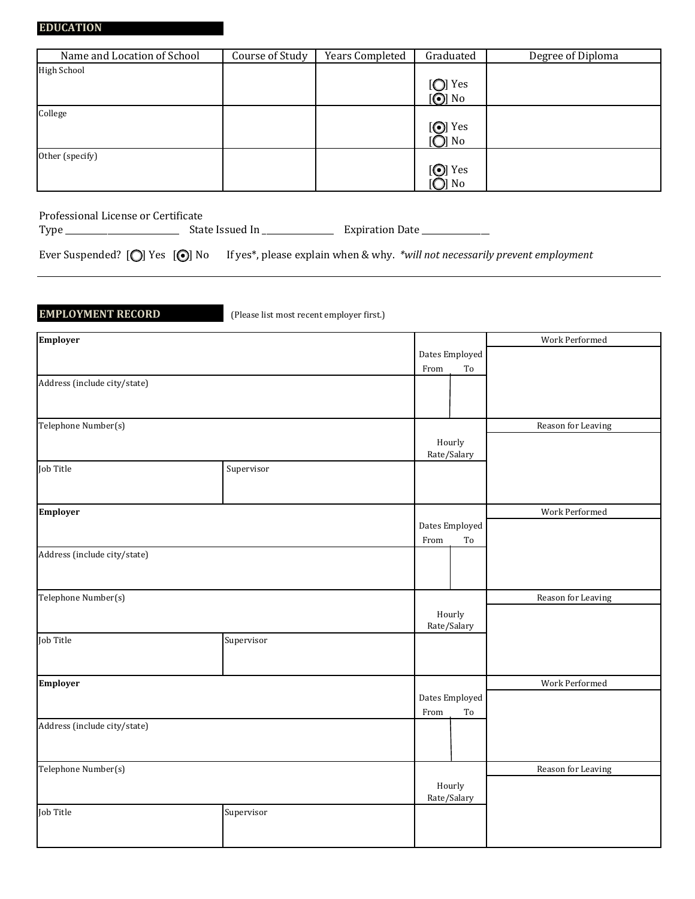## EDUCATION

| Name and Location of School | Course of Study | Years Completed | Graduated | Degree of Diploma |
|---|---|---|---|---|
| High School | | | [ ] Yes [•] No | |
| College | | | [•] Yes [ ] No | |
| Other (specify) | | | [•] Yes [ ] No | |

Professional License or Certificate
Type ________________________ State Issued In ______________ Expiration Date ______________

Ever Suspended? [ ] Yes [•] No If yes*, please explain when & why. *\*will not necessarily prevent employment*

---

## EMPLOYMENT RECORD

(Please list most recent employer first.)

| **Employer** | | Dates Employed From / To | Work Performed |
|---|---|---|---|
| Address (include city/state) | | | |
| Telephone Number(s) | | Hourly Rate/Salary | Reason for Leaving |
| Job Title | Supervisor | | |

| **Employer** | | Dates Employed From / To | Work Performed |
|---|---|---|---|
| Address (include city/state) | | | |
| Telephone Number(s) | | Hourly Rate/Salary | Reason for Leaving |
| Job Title | Supervisor | | |

| **Employer** | | Dates Employed From / To | Work Performed |
|---|---|---|---|
| Address (include city/state) | | | |
| Telephone Number(s) | | Hourly Rate/Salary | Reason for Leaving |
| Job Title | Supervisor | | |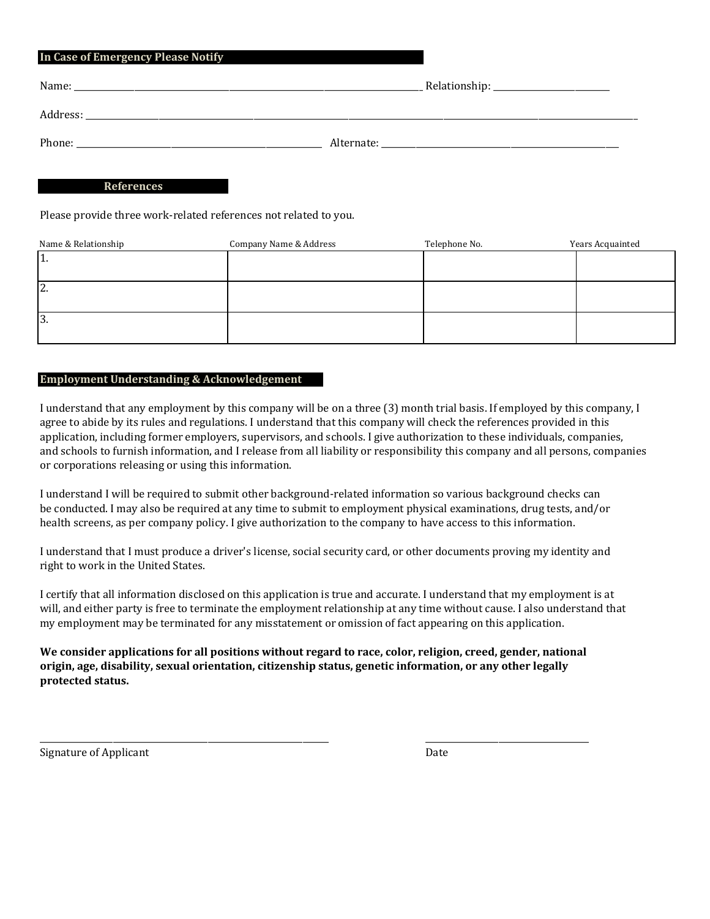## In Case of Emergency Please Notify

Name: ______________________________________________________________ Relationship: ____________________

Address: ____________________________________________________________________________________________

Phone: ______________________________________ Alternate: ______________________________________

## References

Please provide three work-related references not related to you.

| Name & Relationship | Company Name & Address | Telephone No. | Years Acquainted |
|---|---|---|---|
| 1. | | | |
| 2. | | | |
| 3. | | | |

## Employment Understanding & Acknowledgement

I understand that any employment by this company will be on a three (3) month trial basis. If employed by this company, I agree to abide by its rules and regulations. I understand that this company will check the references provided in this application, including former employers, supervisors, and schools. I give authorization to these individuals, companies, and schools to furnish information, and I release from all liability or responsibility this company and all persons, companies or corporations releasing or using this information.

I understand I will be required to submit other background-related information so various background checks can be conducted. I may also be required at any time to submit to employment physical examinations, drug tests, and/or health screens, as per company policy. I give authorization to the company to have access to this information.

I understand that I must produce a driver's license, social security card, or other documents proving my identity and right to work in the United States.

I certify that all information disclosed on this application is true and accurate. I understand that my employment is at will, and either party is free to terminate the employment relationship at any time without cause. I also understand that my employment may be terminated for any misstatement or omission of fact appearing on this application.

**We consider applications for all positions without regard to race, color, religion, creed, gender, national origin, age, disability, sexual orientation, citizenship status, genetic information, or any other legally protected status.**

______________________________________________ ______________________________

Signature of Applicant Date